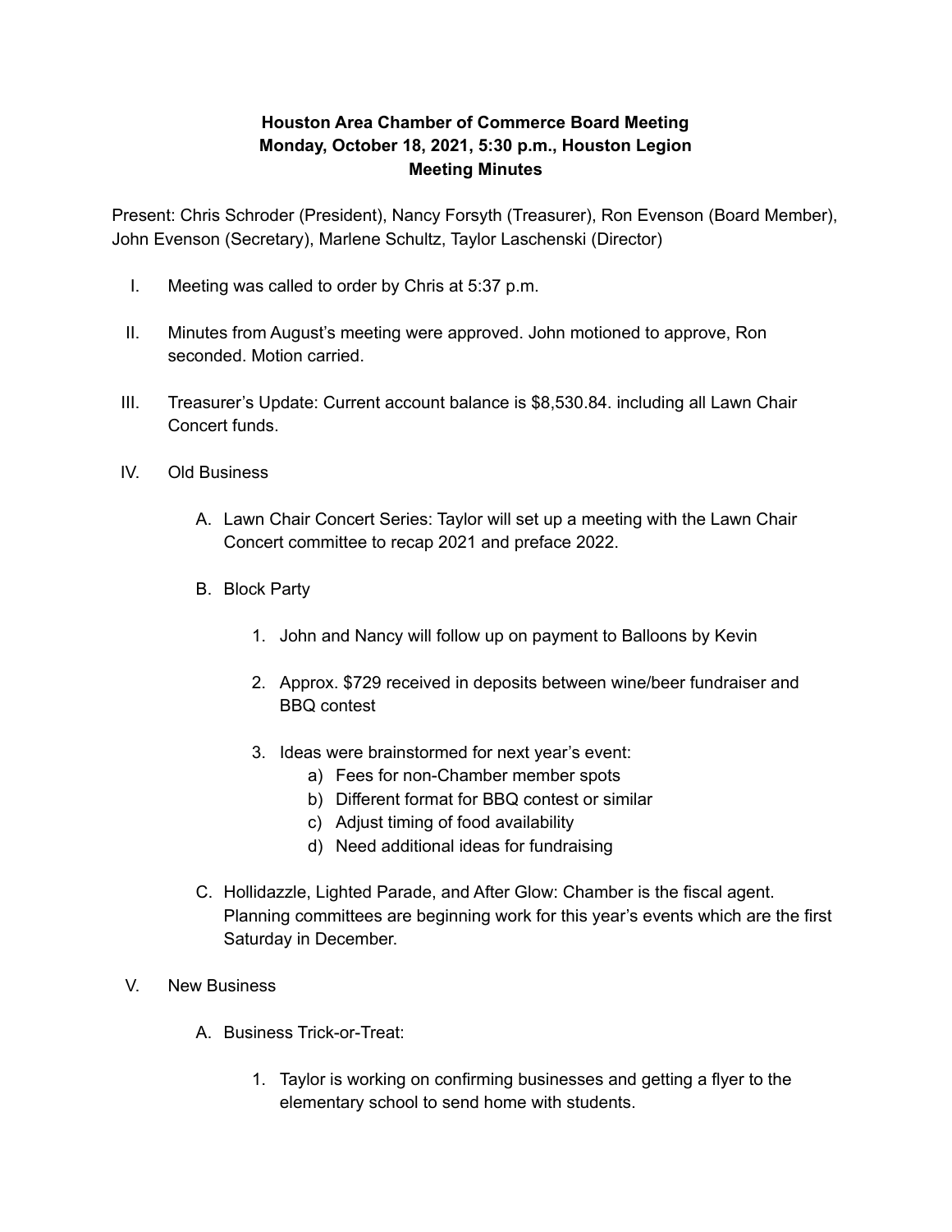**Houston Area Chamber of Commerce Board Meeting**
**Monday, October 18, 2021, 5:30 p.m., Houston Legion**
**Meeting Minutes**

Present: Chris Schroder (President), Nancy Forsyth (Treasurer), Ron Evenson (Board Member), John Evenson (Secretary), Marlene Schultz, Taylor Laschenski (Director)

I. Meeting was called to order by Chris at 5:37 p.m.

II. Minutes from August's meeting were approved. John motioned to approve, Ron seconded. Motion carried.

III. Treasurer's Update: Current account balance is $8,530.84. including all Lawn Chair Concert funds.

IV. Old Business

   A. Lawn Chair Concert Series: Taylor will set up a meeting with the Lawn Chair Concert committee to recap 2021 and preface 2022.

   B. Block Party

      1. John and Nancy will follow up on payment to Balloons by Kevin

      2. Approx. $729 received in deposits between wine/beer fundraiser and BBQ contest

      3. Ideas were brainstormed for next year's event:
         a) Fees for non-Chamber member spots
         b) Different format for BBQ contest or similar
         c) Adjust timing of food availability
         d) Need additional ideas for fundraising

   C. Hollidazzle, Lighted Parade, and After Glow: Chamber is the fiscal agent. Planning committees are beginning work for this year's events which are the first Saturday in December.

V. New Business

   A. Business Trick-or-Treat:

      1. Taylor is working on confirming businesses and getting a flyer to the elementary school to send home with students.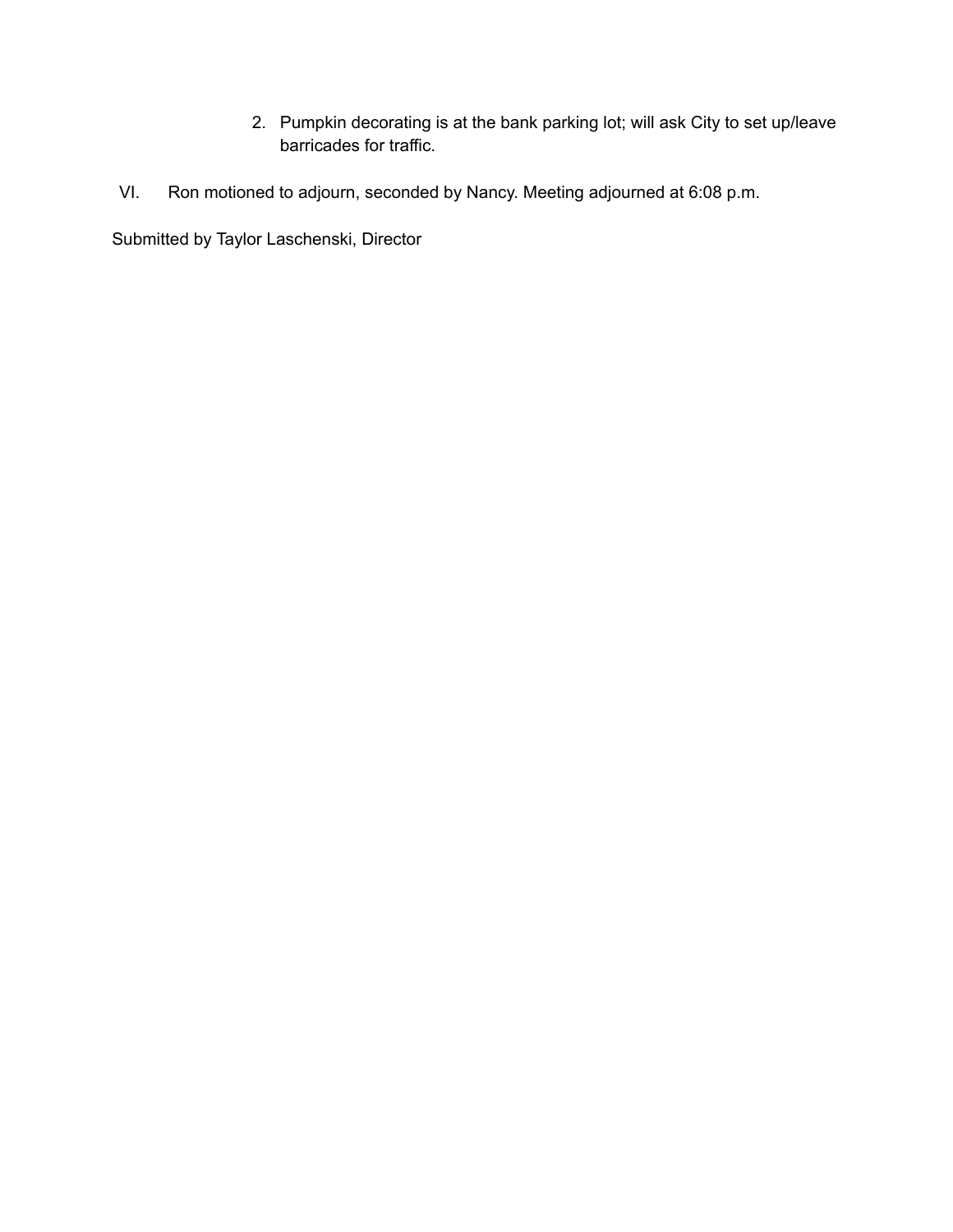2. Pumpkin decorating is at the bank parking lot; will ask City to set up/leave barricades for traffic.

VI. Ron motioned to adjourn, seconded by Nancy. Meeting adjourned at 6:08 p.m.

Submitted by Taylor Laschenski, Director